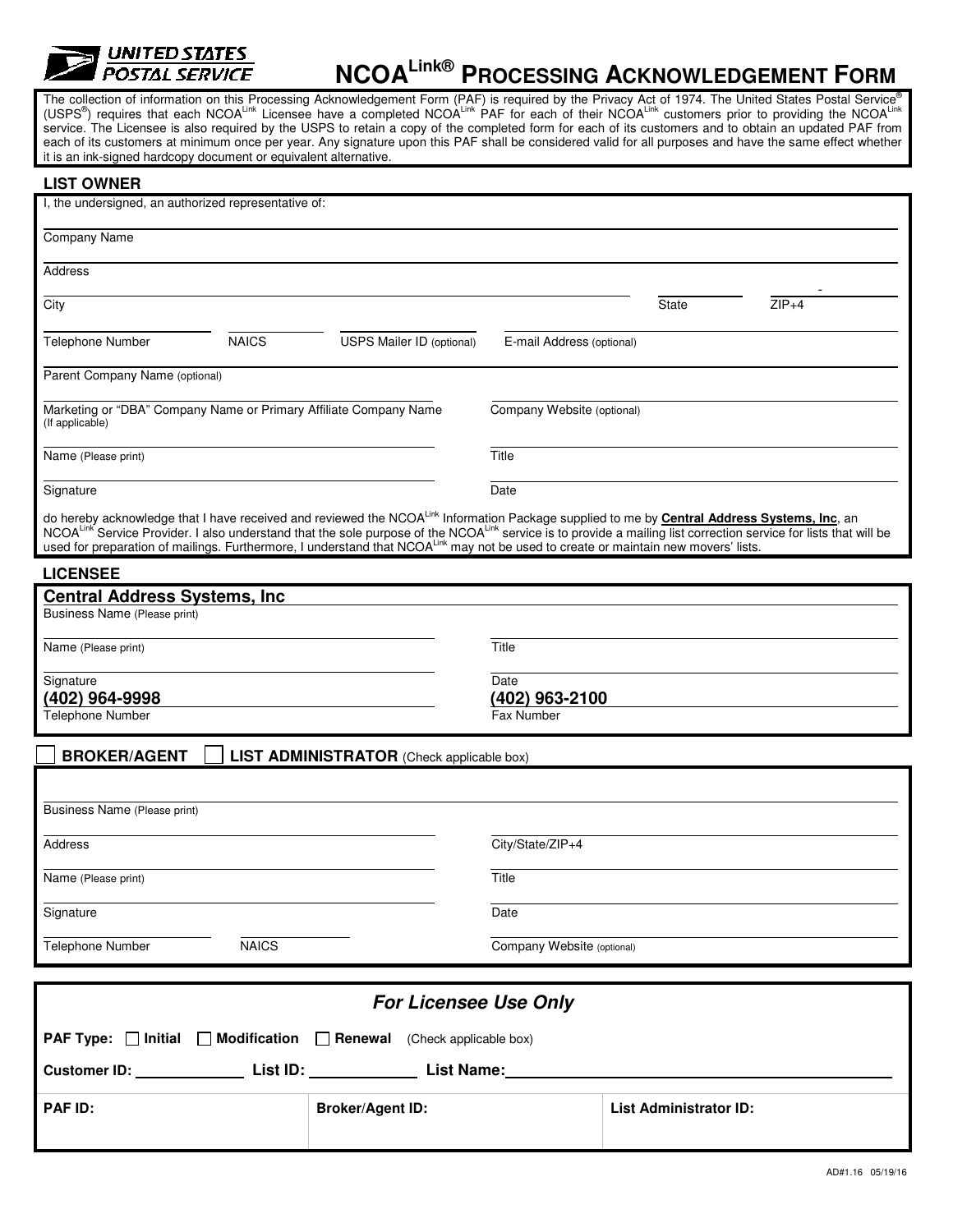UNITED STATES POSTAL SERVICE

# NCOA[Link®] PROCESSING ACKNOWLEDGEMENT FORM

The collection of information on this Processing Acknowledgement Form (PAF) is required by the Privacy Act of 1974. The United States Postal Service® (USPS®) requires that each NCOA[Link] Licensee have a completed NCOA[Link] PAF for each of their NCOA[Link] customers prior to providing the NCOA[Link] service. The Licensee is also required by the USPS to retain a copy of the completed form for each of its customers and to obtain an updated PAF from each of its customers at minimum once per year. Any signature upon this PAF shall be considered valid for all purposes and have the same effect whether it is an ink-signed hardcopy document or equivalent alternative.

## LIST OWNER

I, the undersigned, an authorized representative of:

Company Name

Address

City | State | ZIP+4

Telephone Number | NAICS | USPS Mailer ID (optional) | E-mail Address (optional)

Parent Company Name (optional)

Marketing or "DBA" Company Name or Primary Affiliate Company Name (If applicable) | Company Website (optional)

Name (Please print) | Title

Signature | Date

do hereby acknowledge that I have received and reviewed the NCOA[Link] Information Package supplied to me by **Central Address Systems, Inc**, an NCOA[Link] Service Provider. I also understand that the sole purpose of the NCOA[Link] service is to provide a mailing list correction service for lists that will be used for preparation of mailings. Furthermore, I understand that NCOA[Link] may not be used to create or maintain new movers' lists.

## LICENSEE

**Central Address Systems, Inc**
Business Name (Please print)

Name (Please print) | Title

Signature | Date

**(402) 964-9998**
Telephone Number

**(402) 963-2100**
Fax Number

## ☐ BROKER/AGENT ☐ LIST ADMINISTRATOR (Check applicable box)

Business Name (Please print)

Address | City/State/ZIP+4

Name (Please print) | Title

Signature | Date

Telephone Number | NAICS | Company Website (optional)

## *For Licensee Use Only*

**PAF Type:** ☐ **Initial** ☐ **Modification** ☐ **Renewal** (Check applicable box)

**Customer ID:** ____________ **List ID:** ____________ **List Name:** ____________

| PAF ID: | Broker/Agent ID: | List Administrator ID: |
|---|---|---|
| | | |

AD#1.16 05/19/16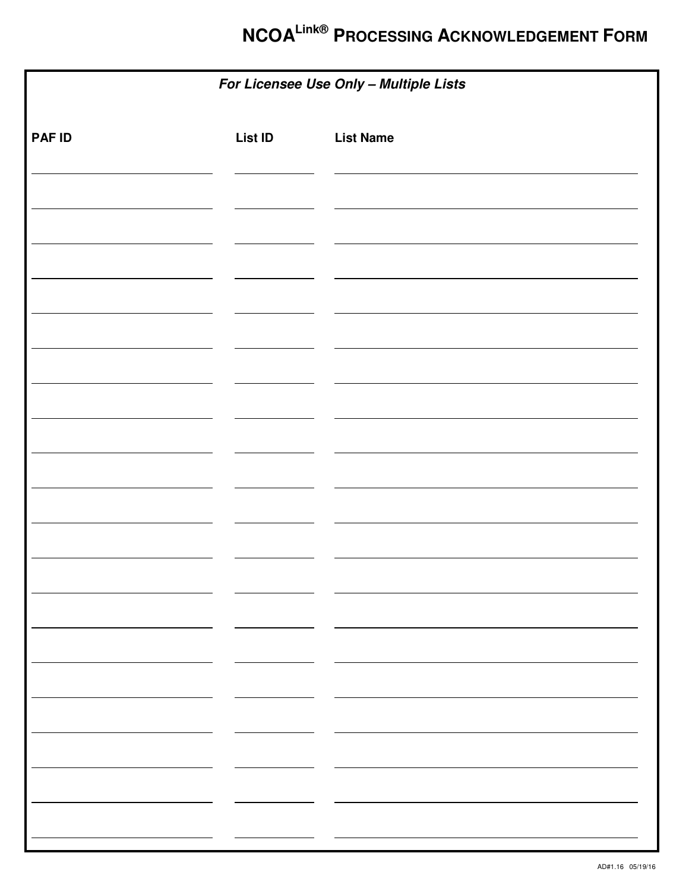# NCOA$^{Link®}$ Processing Acknowledgement Form

***For Licensee Use Only – Multiple Lists***

| PAF ID | List ID | List Name |
|---|---|---|
| | | |
| | | |
| | | |
| | | |
| | | |
| | | |
| | | |
| | | |
| | | |
| | | |
| | | |
| | | |
| | | |
| | | |
| | | |
| | | |
| | | |
| | | |
| | | |
| | | |

AD#1.16 05/19/16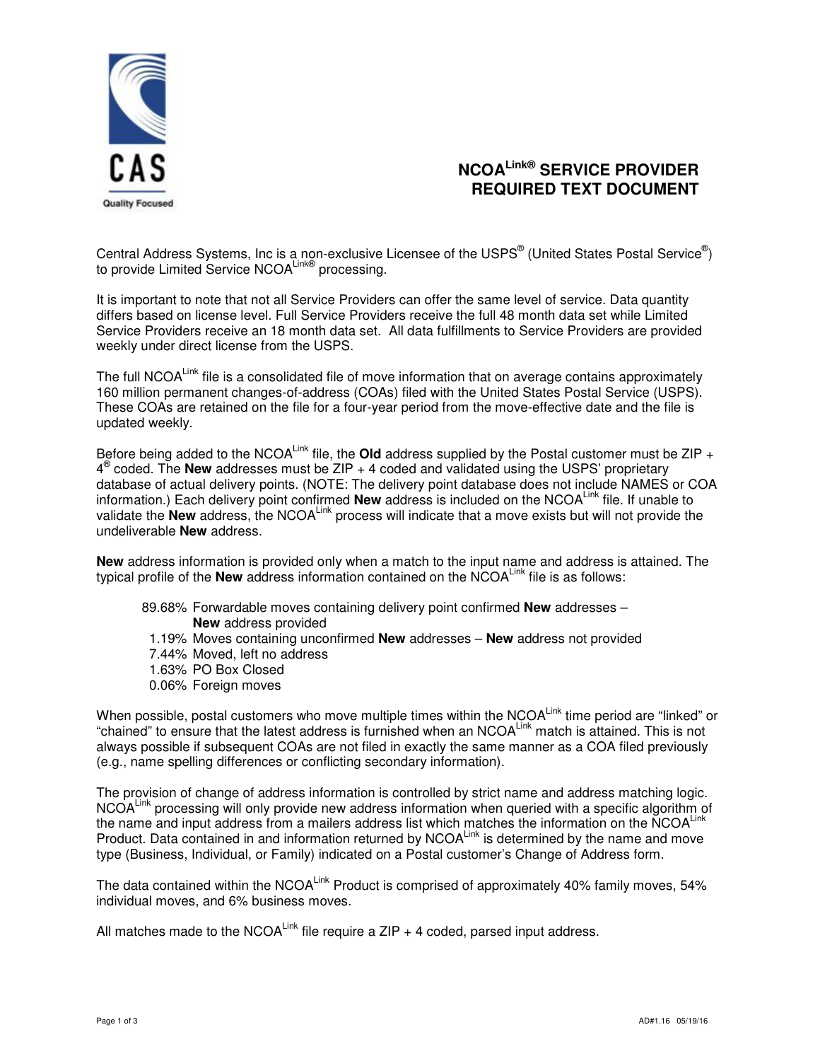CAS

Quality Focused

# NCOA$^{Link®}$ SERVICE PROVIDER REQUIRED TEXT DOCUMENT

Central Address Systems, Inc is a non-exclusive Licensee of the USPS® (United States Postal Service®) to provide Limited Service NCOA$^{Link®}$ processing.

It is important to note that not all Service Providers can offer the same level of service. Data quantity differs based on license level. Full Service Providers receive the full 48 month data set while Limited Service Providers receive an 18 month data set. All data fulfillments to Service Providers are provided weekly under direct license from the USPS.

The full NCOA$^{Link}$ file is a consolidated file of move information that on average contains approximately 160 million permanent changes-of-address (COAs) filed with the United States Postal Service (USPS). These COAs are retained on the file for a four-year period from the move-effective date and the file is updated weekly.

Before being added to the NCOA$^{Link}$ file, the **Old** address supplied by the Postal customer must be ZIP + 4® coded. The **New** addresses must be ZIP + 4 coded and validated using the USPS' proprietary database of actual delivery points. (NOTE: The delivery point database does not include NAMES or COA information.) Each delivery point confirmed **New** address is included on the NCOA$^{Link}$ file. If unable to validate the **New** address, the NCOA$^{Link}$ process will indicate that a move exists but will not provide the undeliverable **New** address.

**New** address information is provided only when a match to the input name and address is attained. The typical profile of the **New** address information contained on the NCOA$^{Link}$ file is as follows:

- 89.68% Forwardable moves containing delivery point confirmed **New** addresses – **New** address provided
- 1.19% Moves containing unconfirmed **New** addresses – **New** address not provided
- 7.44% Moved, left no address
- 1.63% PO Box Closed
- 0.06% Foreign moves

When possible, postal customers who move multiple times within the NCOA$^{Link}$ time period are "linked" or "chained" to ensure that the latest address is furnished when an NCOA$^{Link}$ match is attained. This is not always possible if subsequent COAs are not filed in exactly the same manner as a COA filed previously (e.g., name spelling differences or conflicting secondary information).

The provision of change of address information is controlled by strict name and address matching logic. NCOA$^{Link}$ processing will only provide new address information when queried with a specific algorithm of the name and input address from a mailers address list which matches the information on the NCOA$^{Link}$ Product. Data contained in and information returned by NCOA$^{Link}$ is determined by the name and move type (Business, Individual, or Family) indicated on a Postal customer's Change of Address form.

The data contained within the NCOA$^{Link}$ Product is comprised of approximately 40% family moves, 54% individual moves, and 6% business moves.

All matches made to the NCOA$^{Link}$ file require a ZIP + 4 coded, parsed input address.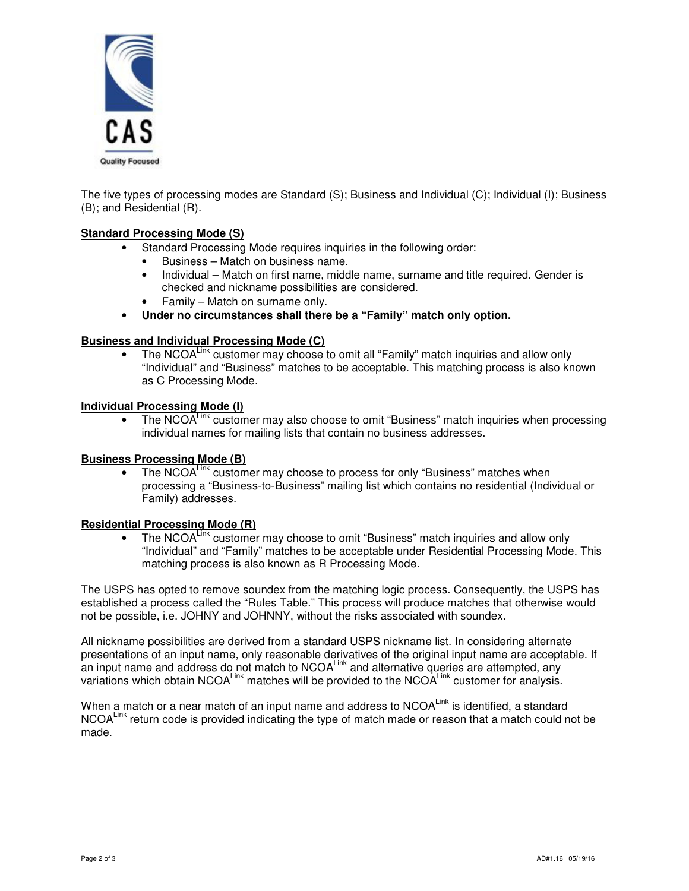The five types of processing modes are Standard (S); Business and Individual (C); Individual (I); Business (B); and Residential (R).

**Standard Processing Mode (S)**

- Standard Processing Mode requires inquiries in the following order:
  - Business – Match on business name.
  - Individual – Match on first name, middle name, surname and title required. Gender is checked and nickname possibilities are considered.
  - Family – Match on surname only.
- **Under no circumstances shall there be a "Family" match only option.**

**Business and Individual Processing Mode (C)**

- The NCOA[Link] customer may choose to omit all "Family" match inquiries and allow only "Individual" and "Business" matches to be acceptable. This matching process is also known as C Processing Mode.

**Individual Processing Mode (I)**

- The NCOA[Link] customer may also choose to omit "Business" match inquiries when processing individual names for mailing lists that contain no business addresses.

**Business Processing Mode (B)**

- The NCOA[Link] customer may choose to process for only "Business" matches when processing a "Business-to-Business" mailing list which contains no residential (Individual or Family) addresses.

**Residential Processing Mode (R)**

- The NCOA[Link] customer may choose to omit "Business" match inquiries and allow only "Individual" and "Family" matches to be acceptable under Residential Processing Mode. This matching process is also known as R Processing Mode.

The USPS has opted to remove soundex from the matching logic process. Consequently, the USPS has established a process called the "Rules Table." This process will produce matches that otherwise would not be possible, i.e. JOHNY and JOHNNY, without the risks associated with soundex.

All nickname possibilities are derived from a standard USPS nickname list. In considering alternate presentations of an input name, only reasonable derivatives of the original input name are acceptable. If an input name and address do not match to NCOA[Link] and alternative queries are attempted, any variations which obtain NCOA[Link] matches will be provided to the NCOA[Link] customer for analysis.

When a match or a near match of an input name and address to NCOA[Link] is identified, a standard NCOA[Link] return code is provided indicating the type of match made or reason that a match could not be made.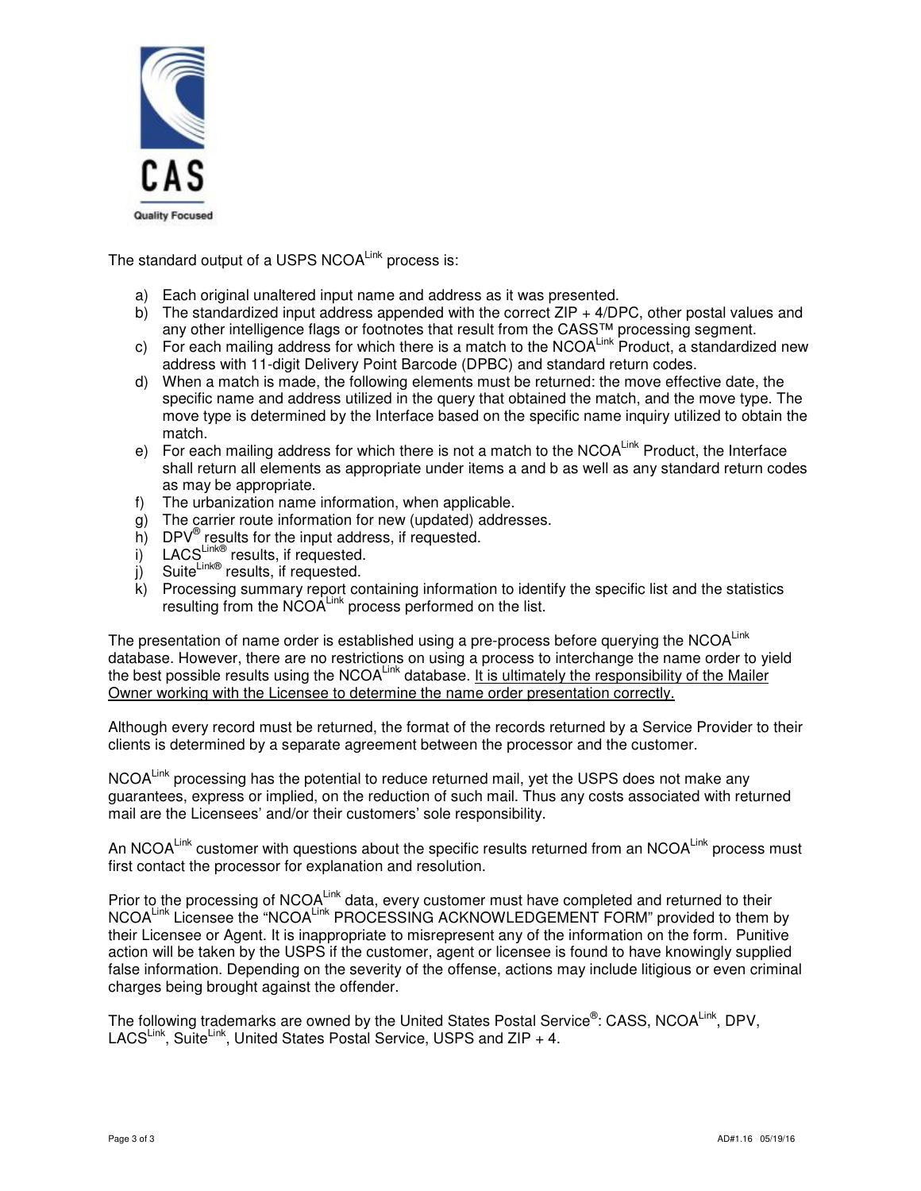The standard output of a USPS NCOA[Link] process is:

a) Each original unaltered input name and address as it was presented.
b) The standardized input address appended with the correct ZIP + 4/DPC, other postal values and any other intelligence flags or footnotes that result from the CASS™ processing segment.
c) For each mailing address for which there is a match to the NCOA[Link] Product, a standardized new address with 11-digit Delivery Point Barcode (DPBC) and standard return codes.
d) When a match is made, the following elements must be returned: the move effective date, the specific name and address utilized in the query that obtained the match, and the move type. The move type is determined by the Interface based on the specific name inquiry utilized to obtain the match.
e) For each mailing address for which there is not a match to the NCOA[Link] Product, the Interface shall return all elements as appropriate under items a and b as well as any standard return codes as may be appropriate.
f) The urbanization name information, when applicable.
g) The carrier route information for new (updated) addresses.
h) DPV® results for the input address, if requested.
i) LACS[Link®] results, if requested.
j) Suite[Link®] results, if requested.
k) Processing summary report containing information to identify the specific list and the statistics resulting from the NCOA[Link] process performed on the list.

The presentation of name order is established using a pre-process before querying the NCOA[Link] database. However, there are no restrictions on using a process to interchange the name order to yield the best possible results using the NCOA[Link] database. <u>It is ultimately the responsibility of the Mailer Owner working with the Licensee to determine the name order presentation correctly.</u>

Although every record must be returned, the format of the records returned by a Service Provider to their clients is determined by a separate agreement between the processor and the customer.

NCOA[Link] processing has the potential to reduce returned mail, yet the USPS does not make any guarantees, express or implied, on the reduction of such mail. Thus any costs associated with returned mail are the Licensees' and/or their customers' sole responsibility.

An NCOA[Link] customer with questions about the specific results returned from an NCOA[Link] process must first contact the processor for explanation and resolution.

Prior to the processing of NCOA[Link] data, every customer must have completed and returned to their NCOA[Link] Licensee the "NCOA[Link] PROCESSING ACKNOWLEDGEMENT FORM" provided to them by their Licensee or Agent. It is inappropriate to misrepresent any of the information on the form. Punitive action will be taken by the USPS if the customer, agent or licensee is found to have knowingly supplied false information. Depending on the severity of the offense, actions may include litigious or even criminal charges being brought against the offender.

The following trademarks are owned by the United States Postal Service®: CASS, NCOA[Link], DPV, LACS[Link], Suite[Link], United States Postal Service, USPS and ZIP + 4.

AD#1.16 05/19/16